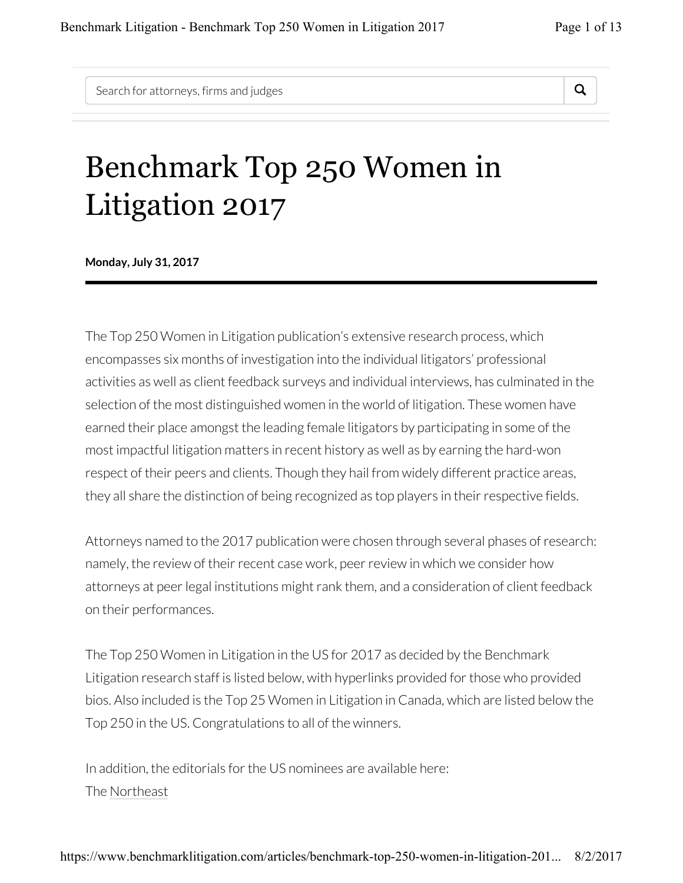Search for attorneys, firms and judges

# Benchmark Top 250 Women in Litigation 2017

**Monday, July 31, 2017**

---

The Top 250 Women in Litigation publication's extensive research process, which encompasses six months of investigation into the individual litigators' professional activities as well as client feedback surveys and individual interviews, has culminated in the selection of the most distinguished women in the world of litigation. These women have earned their place amongst the leading female litigators by participating in some of the most impactful litigation matters in recent history as well as by earning the hard-won respect of their peers and clients. Though they hail from widely different practice areas, they all share the distinction of being recognized as top players in their respective fields.

Attorneys named to the 2017 publication were chosen through several phases of research: namely, the review of their recent case work, peer review in which we consider how attorneys at peer legal institutions might rank them, and a consideration of client feedback on their performances.

The Top 250 Women in Litigation in the US for 2017 as decided by the Benchmark Litigation research staff is listed below, with hyperlinks provided for those who provided bios. Also included is the Top 25 Women in Litigation in Canada, which are listed below the Top 250 in the US. Congratulations to all of the winners.

In addition, the editorials for the US nominees are available here:
The Northeast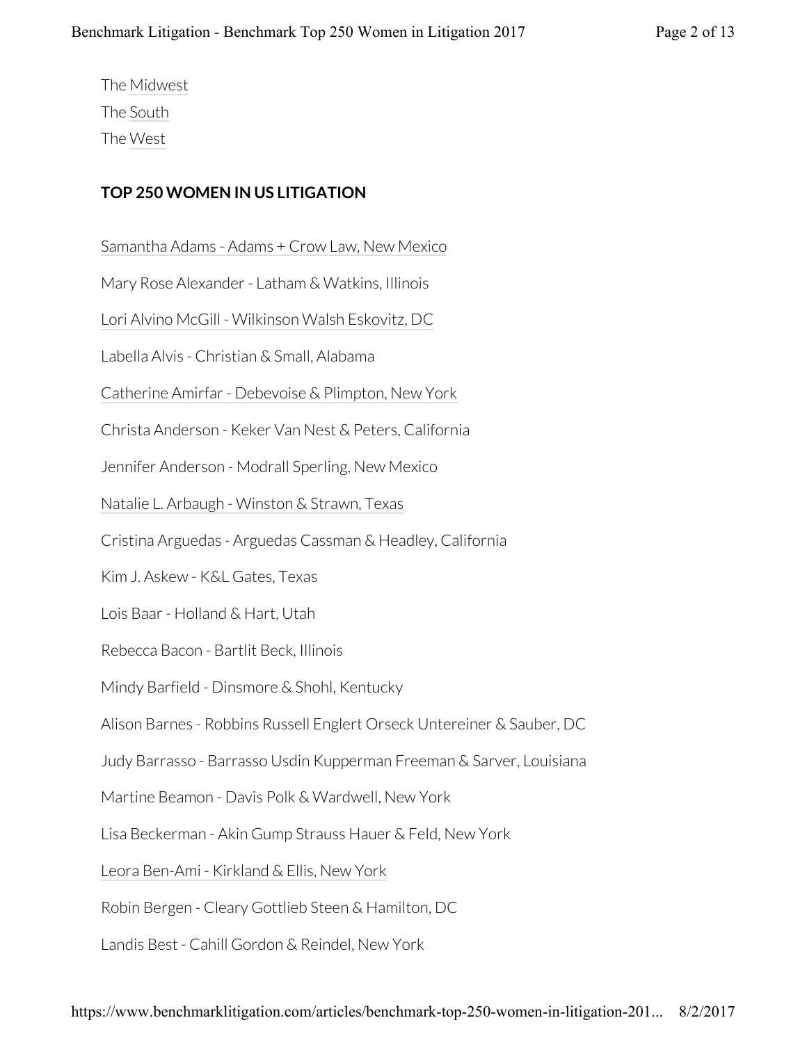The Midwest

The South

The West

**TOP 250 WOMEN IN US LITIGATION**

Samantha Adams - Adams + Crow Law, New Mexico

Mary Rose Alexander - Latham & Watkins, Illinois

Lori Alvino McGill - Wilkinson Walsh Eskovitz, DC

Labella Alvis - Christian & Small, Alabama

Catherine Amirfar - Debevoise & Plimpton, New York

Christa Anderson - Keker Van Nest & Peters, California

Jennifer Anderson - Modrall Sperling, New Mexico

Natalie L. Arbaugh - Winston & Strawn, Texas

Cristina Arguedas - Arguedas Cassman & Headley, California

Kim J. Askew - K&L Gates, Texas

Lois Baar - Holland & Hart, Utah

Rebecca Bacon - Bartlit Beck, Illinois

Mindy Barfield - Dinsmore & Shohl, Kentucky

Alison Barnes - Robbins Russell Englert Orseck Untereiner & Sauber, DC

Judy Barrasso - Barrasso Usdin Kupperman Freeman & Sarver, Louisiana

Martine Beamon - Davis Polk & Wardwell, New York

Lisa Beckerman - Akin Gump Strauss Hauer & Feld, New York

Leora Ben-Ami - Kirkland & Ellis, New York

Robin Bergen - Cleary Gottlieb Steen & Hamilton, DC

Landis Best - Cahill Gordon & Reindel, New York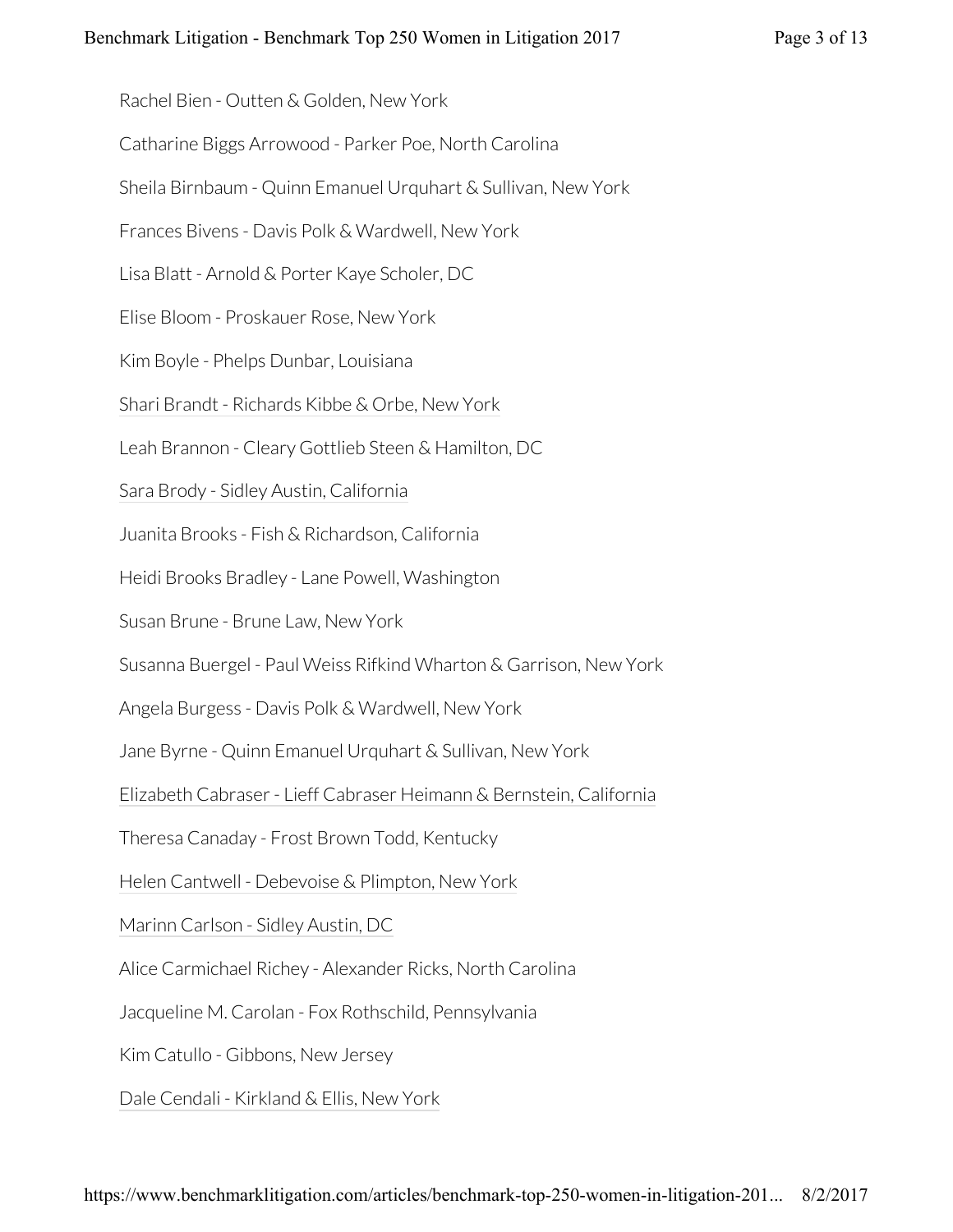Rachel Bien - Outten & Golden, New York

Catharine Biggs Arrowood - Parker Poe, North Carolina

Sheila Birnbaum - Quinn Emanuel Urquhart & Sullivan, New York

Frances Bivens - Davis Polk & Wardwell, New York

Lisa Blatt - Arnold & Porter Kaye Scholer, DC

Elise Bloom - Proskauer Rose, New York

Kim Boyle - Phelps Dunbar, Louisiana

Shari Brandt - Richards Kibbe & Orbe, New York

Leah Brannon - Cleary Gottlieb Steen & Hamilton, DC

Sara Brody - Sidley Austin, California

Juanita Brooks - Fish & Richardson, California

Heidi Brooks Bradley - Lane Powell, Washington

Susan Brune - Brune Law, New York

Susanna Buergel - Paul Weiss Rifkind Wharton & Garrison, New York

Angela Burgess - Davis Polk & Wardwell, New York

Jane Byrne - Quinn Emanuel Urquhart & Sullivan, New York

Elizabeth Cabraser - Lieff Cabraser Heimann & Bernstein, California

Theresa Canaday - Frost Brown Todd, Kentucky

Helen Cantwell - Debevoise & Plimpton, New York

Marinn Carlson - Sidley Austin, DC

Alice Carmichael Richey - Alexander Ricks, North Carolina

Jacqueline M. Carolan - Fox Rothschild, Pennsylvania

Kim Catullo - Gibbons, New Jersey

Dale Cendali - Kirkland & Ellis, New York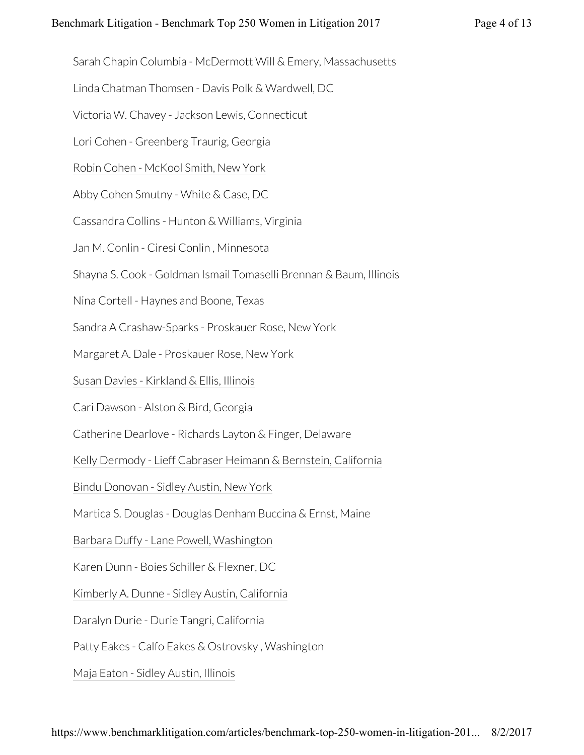Sarah Chapin Columbia - McDermott Will & Emery, Massachusetts

Linda Chatman Thomsen - Davis Polk & Wardwell, DC

Victoria W. Chavey - Jackson Lewis, Connecticut

Lori Cohen - Greenberg Traurig, Georgia

Robin Cohen - McKool Smith, New York

Abby Cohen Smutny - White & Case, DC

Cassandra Collins - Hunton & Williams, Virginia

Jan M. Conlin - Ciresi Conlin , Minnesota

Shayna S. Cook - Goldman Ismail Tomaselli Brennan & Baum, Illinois

Nina Cortell - Haynes and Boone, Texas

Sandra A Crashaw-Sparks - Proskauer Rose, New York

Margaret A. Dale - Proskauer Rose, New York

Susan Davies - Kirkland & Ellis, Illinois

Cari Dawson - Alston & Bird, Georgia

Catherine Dearlove - Richards Layton & Finger, Delaware

Kelly Dermody - Lieff Cabraser Heimann & Bernstein, California

Bindu Donovan - Sidley Austin, New York

Martica S. Douglas - Douglas Denham Buccina & Ernst, Maine

Barbara Duffy - Lane Powell, Washington

Karen Dunn - Boies Schiller & Flexner, DC

Kimberly A. Dunne - Sidley Austin, California

Daralyn Durie - Durie Tangri, California

Patty Eakes - Calfo Eakes & Ostrovsky , Washington

Maja Eaton - Sidley Austin, Illinois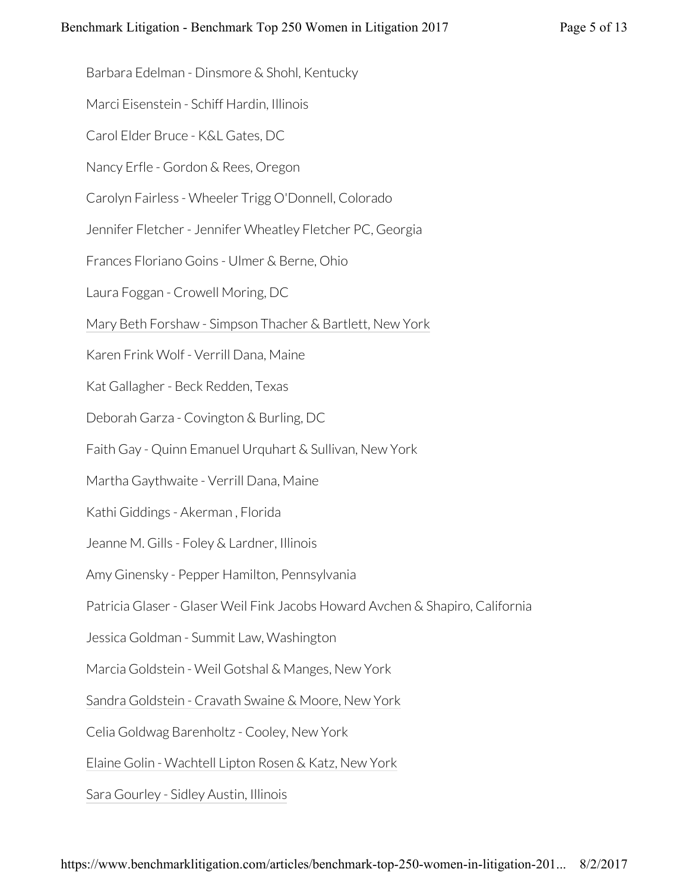Barbara Edelman - Dinsmore & Shohl, Kentucky

Marci Eisenstein - Schiff Hardin, Illinois

Carol Elder Bruce - K&L Gates, DC

Nancy Erfle - Gordon & Rees, Oregon

Carolyn Fairless - Wheeler Trigg O'Donnell, Colorado

Jennifer Fletcher - Jennifer Wheatley Fletcher PC, Georgia

Frances Floriano Goins - Ulmer & Berne, Ohio

Laura Foggan - Crowell Moring, DC

Mary Beth Forshaw - Simpson Thacher & Bartlett, New York

Karen Frink Wolf - Verrill Dana, Maine

Kat Gallagher - Beck Redden, Texas

Deborah Garza - Covington & Burling, DC

Faith Gay - Quinn Emanuel Urquhart & Sullivan, New York

Martha Gaythwaite - Verrill Dana, Maine

Kathi Giddings - Akerman , Florida

Jeanne M. Gills - Foley & Lardner, Illinois

Amy Ginensky - Pepper Hamilton, Pennsylvania

Patricia Glaser - Glaser Weil Fink Jacobs Howard Avchen & Shapiro, California

Jessica Goldman - Summit Law, Washington

Marcia Goldstein - Weil Gotshal & Manges, New York

Sandra Goldstein - Cravath Swaine & Moore, New York

Celia Goldwag Barenholtz - Cooley, New York

Elaine Golin - Wachtell Lipton Rosen & Katz, New York

Sara Gourley - Sidley Austin, Illinois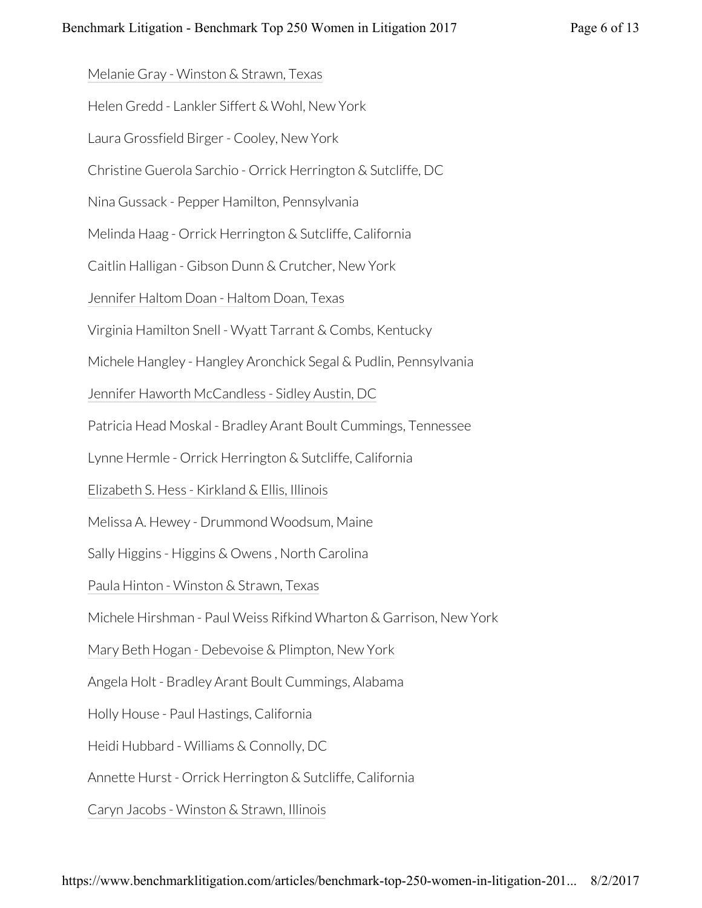Melanie Gray - Winston & Strawn, Texas

Helen Gredd - Lankler Siffert & Wohl, New York

Laura Grossfield Birger - Cooley, New York

Christine Guerola Sarchio - Orrick Herrington & Sutcliffe, DC

Nina Gussack - Pepper Hamilton, Pennsylvania

Melinda Haag - Orrick Herrington & Sutcliffe, California

Caitlin Halligan - Gibson Dunn & Crutcher, New York

Jennifer Haltom Doan - Haltom Doan, Texas

Virginia Hamilton Snell - Wyatt Tarrant & Combs, Kentucky

Michele Hangley - Hangley Aronchick Segal & Pudlin, Pennsylvania

Jennifer Haworth McCandless - Sidley Austin, DC

Patricia Head Moskal - Bradley Arant Boult Cummings, Tennessee

Lynne Hermle - Orrick Herrington & Sutcliffe, California

Elizabeth S. Hess - Kirkland & Ellis, Illinois

Melissa A. Hewey - Drummond Woodsum, Maine

Sally Higgins - Higgins & Owens , North Carolina

Paula Hinton - Winston & Strawn, Texas

Michele Hirshman - Paul Weiss Rifkind Wharton & Garrison, New York

Mary Beth Hogan - Debevoise & Plimpton, New York

Angela Holt - Bradley Arant Boult Cummings, Alabama

Holly House - Paul Hastings, California

Heidi Hubbard - Williams & Connolly, DC

Annette Hurst - Orrick Herrington & Sutcliffe, California

Caryn Jacobs - Winston & Strawn, Illinois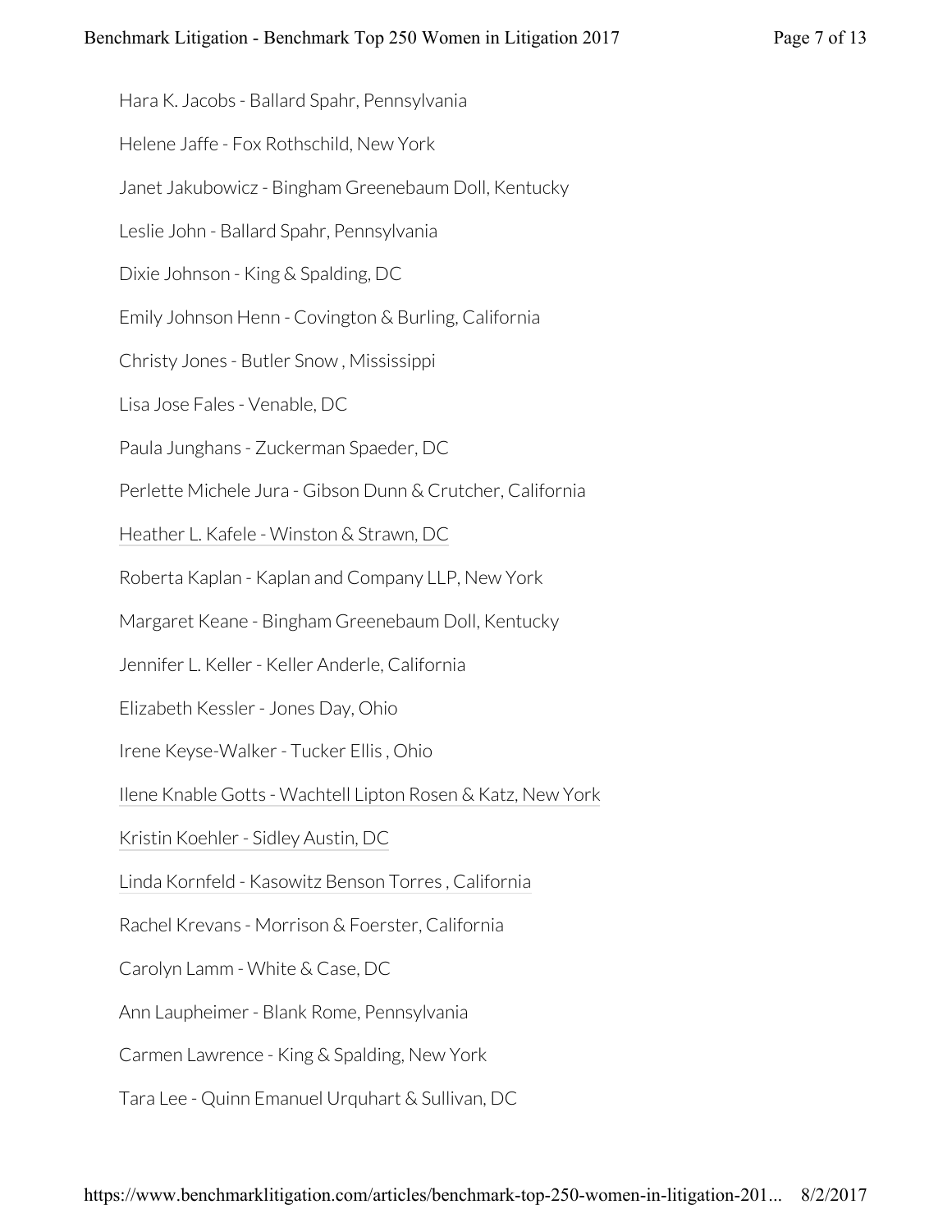Hara K. Jacobs - Ballard Spahr, Pennsylvania

Helene Jaffe - Fox Rothschild, New York

Janet Jakubowicz - Bingham Greenebaum Doll, Kentucky

Leslie John - Ballard Spahr, Pennsylvania

Dixie Johnson - King & Spalding, DC

Emily Johnson Henn - Covington & Burling, California

Christy Jones - Butler Snow , Mississippi

Lisa Jose Fales - Venable, DC

Paula Junghans - Zuckerman Spaeder, DC

Perlette Michele Jura - Gibson Dunn & Crutcher, California

Heather L. Kafele - Winston & Strawn, DC

Roberta Kaplan - Kaplan and Company LLP, New York

Margaret Keane - Bingham Greenebaum Doll, Kentucky

Jennifer L. Keller - Keller Anderle, California

Elizabeth Kessler - Jones Day, Ohio

Irene Keyse-Walker - Tucker Ellis , Ohio

Ilene Knable Gotts - Wachtell Lipton Rosen & Katz, New York

Kristin Koehler - Sidley Austin, DC

Linda Kornfeld - Kasowitz Benson Torres , California

Rachel Krevans - Morrison & Foerster, California

Carolyn Lamm - White & Case, DC

Ann Laupheimer - Blank Rome, Pennsylvania

Carmen Lawrence - King & Spalding, New York

Tara Lee - Quinn Emanuel Urquhart & Sullivan, DC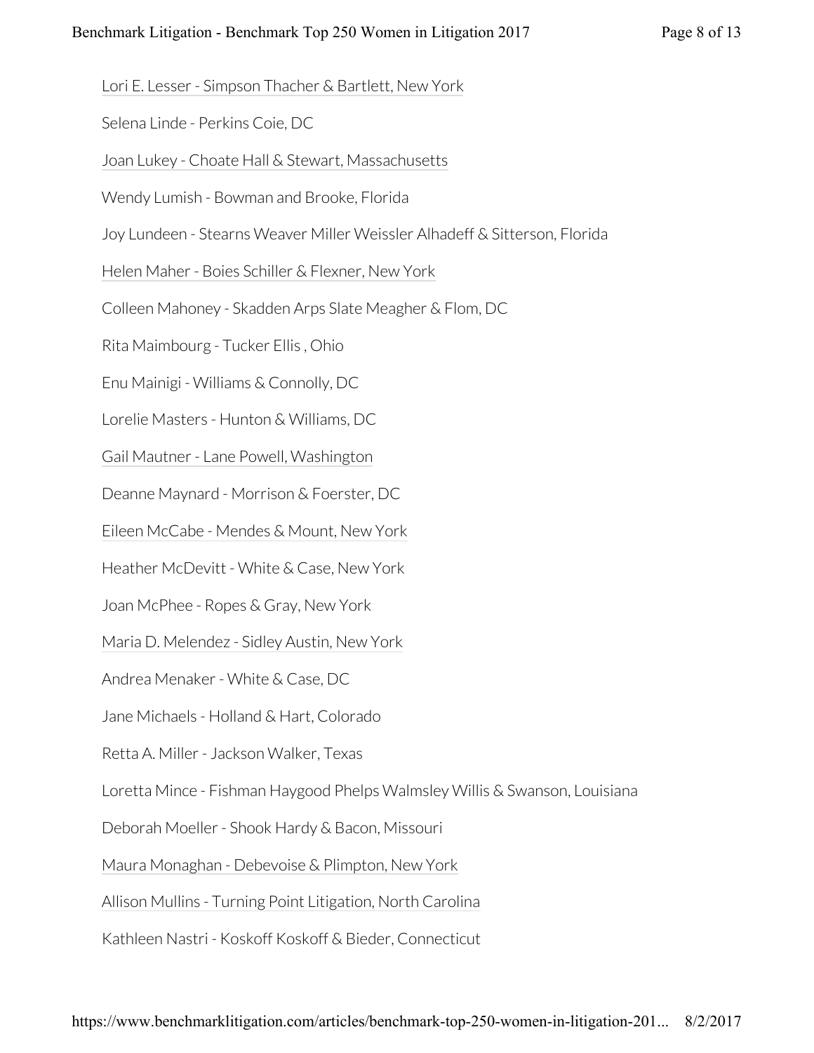Lori E. Lesser - Simpson Thacher & Bartlett, New York

Selena Linde - Perkins Coie, DC

Joan Lukey - Choate Hall & Stewart, Massachusetts

Wendy Lumish - Bowman and Brooke, Florida

Joy Lundeen - Stearns Weaver Miller Weissler Alhadeff & Sitterson, Florida

Helen Maher - Boies Schiller & Flexner, New York

Colleen Mahoney - Skadden Arps Slate Meagher & Flom, DC

Rita Maimbourg - Tucker Ellis , Ohio

Enu Mainigi - Williams & Connolly, DC

Lorelie Masters - Hunton & Williams, DC

Gail Mautner - Lane Powell, Washington

Deanne Maynard - Morrison & Foerster, DC

Eileen McCabe - Mendes & Mount, New York

Heather McDevitt - White & Case, New York

Joan McPhee - Ropes & Gray, New York

Maria D. Melendez - Sidley Austin, New York

Andrea Menaker - White & Case, DC

Jane Michaels - Holland & Hart, Colorado

Retta A. Miller - Jackson Walker, Texas

Loretta Mince - Fishman Haygood Phelps Walmsley Willis & Swanson, Louisiana

Deborah Moeller - Shook Hardy & Bacon, Missouri

Maura Monaghan - Debevoise & Plimpton, New York

Allison Mullins - Turning Point Litigation, North Carolina

Kathleen Nastri - Koskoff Koskoff & Bieder, Connecticut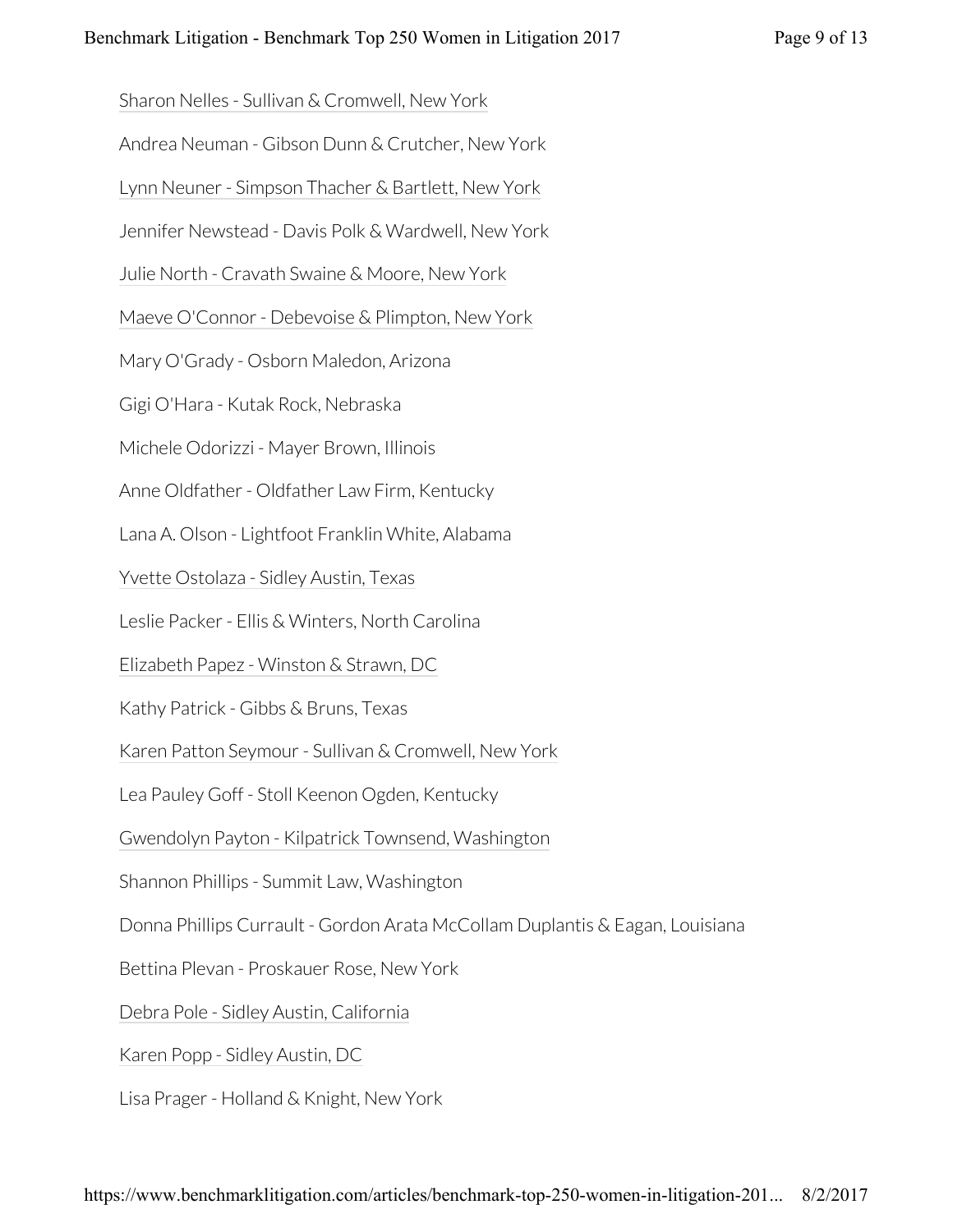Sharon Nelles - Sullivan & Cromwell, New York

Andrea Neuman - Gibson Dunn & Crutcher, New York

Lynn Neuner - Simpson Thacher & Bartlett, New York

Jennifer Newstead - Davis Polk & Wardwell, New York

Julie North - Cravath Swaine & Moore, New York

Maeve O'Connor - Debevoise & Plimpton, New York

Mary O'Grady - Osborn Maledon, Arizona

Gigi O'Hara - Kutak Rock, Nebraska

Michele Odorizzi - Mayer Brown, Illinois

Anne Oldfather - Oldfather Law Firm, Kentucky

Lana A. Olson - Lightfoot Franklin White, Alabama

Yvette Ostolaza - Sidley Austin, Texas

Leslie Packer - Ellis & Winters, North Carolina

Elizabeth Papez - Winston & Strawn, DC

Kathy Patrick - Gibbs & Bruns, Texas

Karen Patton Seymour - Sullivan & Cromwell, New York

Lea Pauley Goff - Stoll Keenon Ogden, Kentucky

Gwendolyn Payton - Kilpatrick Townsend, Washington

Shannon Phillips - Summit Law, Washington

Donna Phillips Currault - Gordon Arata McCollam Duplantis & Eagan, Louisiana

Bettina Plevan - Proskauer Rose, New York

Debra Pole - Sidley Austin, California

Karen Popp - Sidley Austin, DC

Lisa Prager - Holland & Knight, New York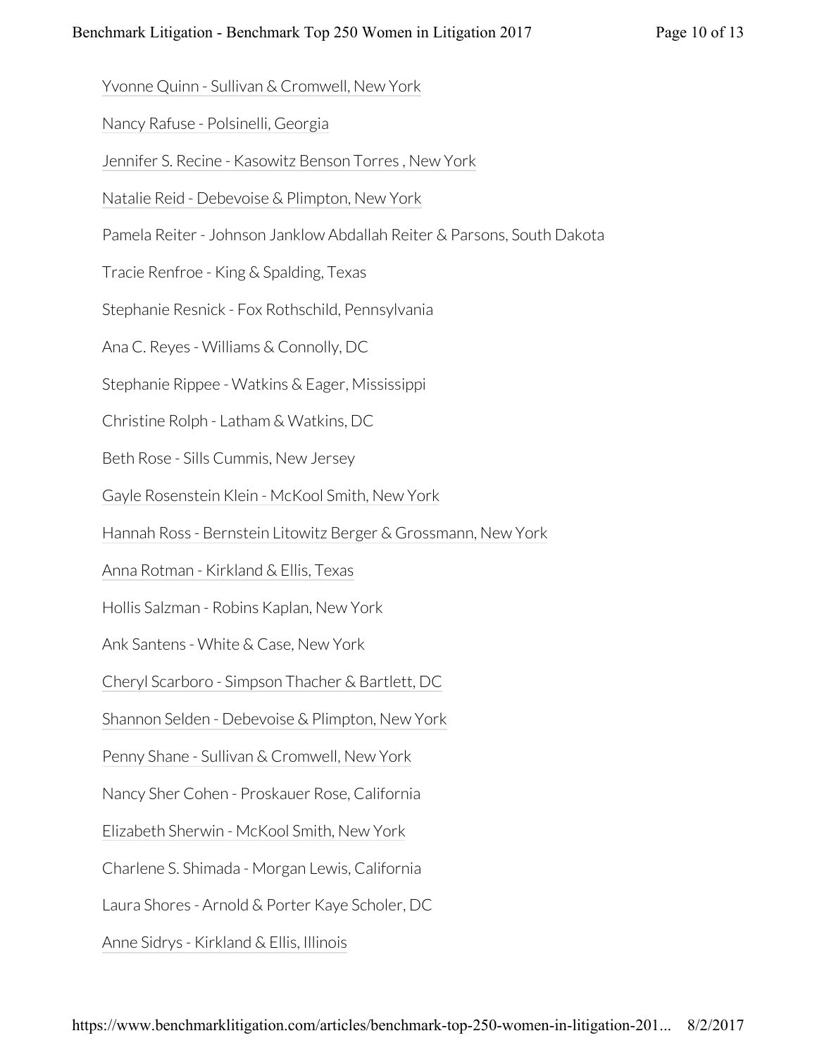Yvonne Quinn - Sullivan & Cromwell, New York

Nancy Rafuse - Polsinelli, Georgia

Jennifer S. Recine - Kasowitz Benson Torres , New York

Natalie Reid - Debevoise & Plimpton, New York

Pamela Reiter - Johnson Janklow Abdallah Reiter & Parsons, South Dakota

Tracie Renfroe - King & Spalding, Texas

Stephanie Resnick - Fox Rothschild, Pennsylvania

Ana C. Reyes - Williams & Connolly, DC

Stephanie Rippee - Watkins & Eager, Mississippi

Christine Rolph - Latham & Watkins, DC

Beth Rose - Sills Cummis, New Jersey

Gayle Rosenstein Klein - McKool Smith, New York

Hannah Ross - Bernstein Litowitz Berger & Grossmann, New York

Anna Rotman - Kirkland & Ellis, Texas

Hollis Salzman - Robins Kaplan, New York

Ank Santens - White & Case, New York

Cheryl Scarboro - Simpson Thacher & Bartlett, DC

Shannon Selden - Debevoise & Plimpton, New York

Penny Shane - Sullivan & Cromwell, New York

Nancy Sher Cohen - Proskauer Rose, California

Elizabeth Sherwin - McKool Smith, New York

Charlene S. Shimada - Morgan Lewis, California

Laura Shores - Arnold & Porter Kaye Scholer, DC

Anne Sidrys - Kirkland & Ellis, Illinois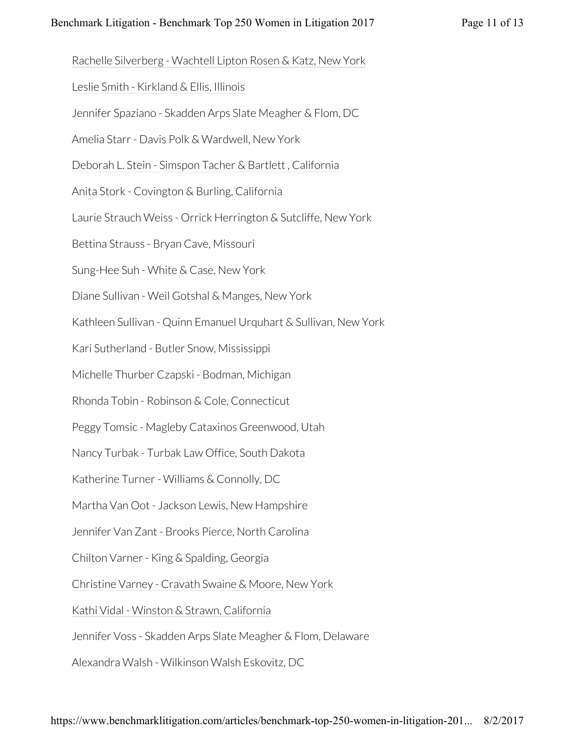Rachelle Silverberg - Wachtell Lipton Rosen & Katz, New York

Leslie Smith - Kirkland & Ellis, Illinois

Jennifer Spaziano - Skadden Arps Slate Meagher & Flom, DC

Amelia Starr - Davis Polk & Wardwell, New York

Deborah L. Stein - Simspon Tacher & Bartlett , California

Anita Stork - Covington & Burling, California

Laurie Strauch Weiss - Orrick Herrington & Sutcliffe, New York

Bettina Strauss - Bryan Cave, Missouri

Sung-Hee Suh - White & Case, New York

Diane Sullivan - Weil Gotshal & Manges, New York

Kathleen Sullivan - Quinn Emanuel Urquhart & Sullivan, New York

Kari Sutherland - Butler Snow, Mississippi

Michelle Thurber Czapski - Bodman, Michigan

Rhonda Tobin - Robinson & Cole, Connecticut

Peggy Tomsic - Magleby Cataxinos Greenwood, Utah

Nancy Turbak - Turbak Law Office, South Dakota

Katherine Turner - Williams & Connolly, DC

Martha Van Oot - Jackson Lewis, New Hampshire

Jennifer Van Zant - Brooks Pierce, North Carolina

Chilton Varner - King & Spalding, Georgia

Christine Varney - Cravath Swaine & Moore, New York

Kathi Vidal - Winston & Strawn, California

Jennifer Voss - Skadden Arps Slate Meagher & Flom, Delaware

Alexandra Walsh - Wilkinson Walsh Eskovitz, DC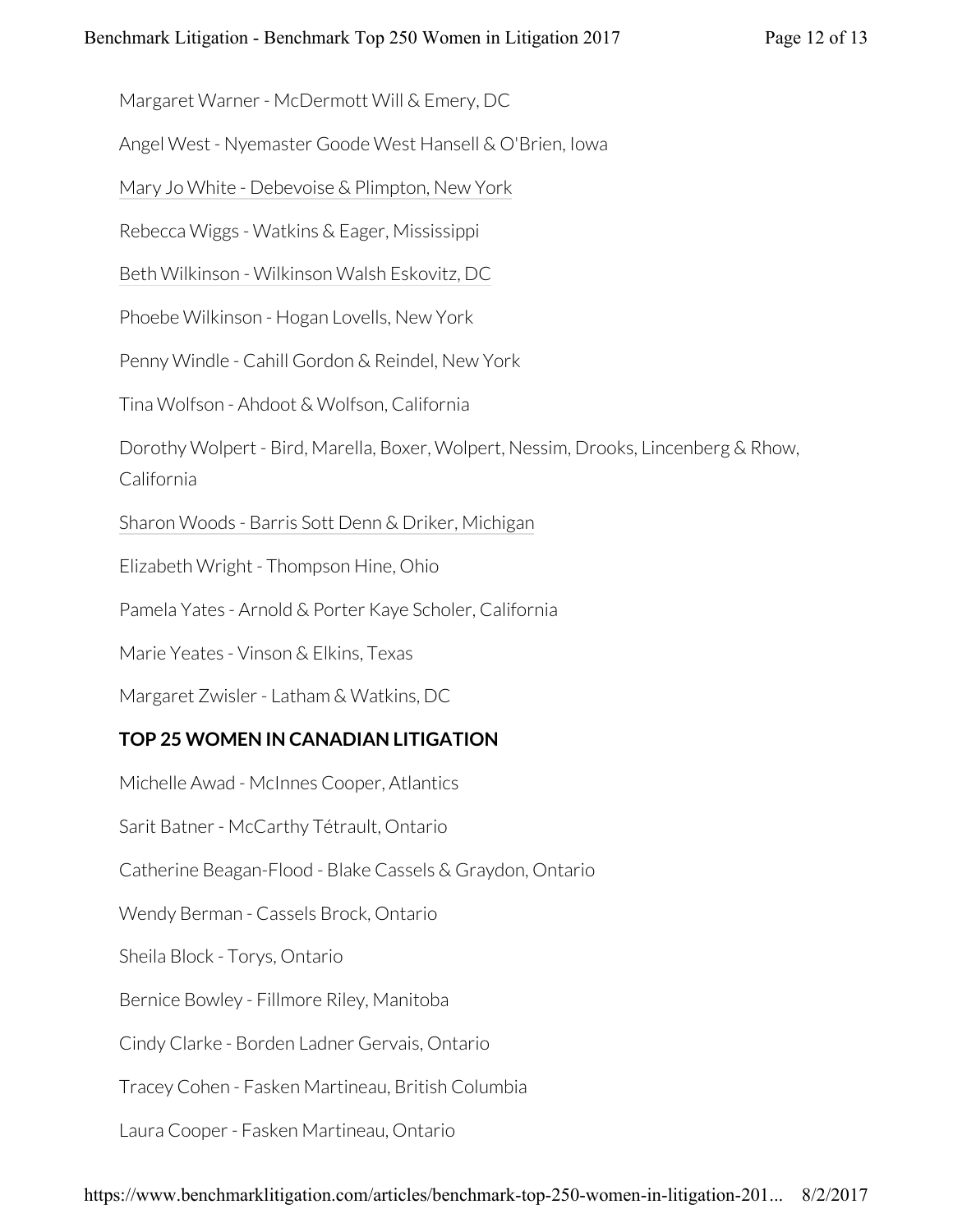Margaret Warner - McDermott Will & Emery, DC

Angel West - Nyemaster Goode West Hansell & O'Brien, Iowa

Mary Jo White - Debevoise & Plimpton, New York

Rebecca Wiggs - Watkins & Eager, Mississippi

Beth Wilkinson - Wilkinson Walsh Eskovitz, DC

Phoebe Wilkinson - Hogan Lovells, New York

Penny Windle - Cahill Gordon & Reindel, New York

Tina Wolfson - Ahdoot & Wolfson, California

Dorothy Wolpert - Bird, Marella, Boxer, Wolpert, Nessim, Drooks, Lincenberg & Rhow, California

Sharon Woods - Barris Sott Denn & Driker, Michigan

Elizabeth Wright - Thompson Hine, Ohio

Pamela Yates - Arnold & Porter Kaye Scholer, California

Marie Yeates - Vinson & Elkins, Texas

Margaret Zwisler - Latham & Watkins, DC

**TOP 25 WOMEN IN CANADIAN LITIGATION**

Michelle Awad - McInnes Cooper, Atlantics

Sarit Batner - McCarthy Tétrault, Ontario

Catherine Beagan-Flood - Blake Cassels & Graydon, Ontario

Wendy Berman - Cassels Brock, Ontario

Sheila Block - Torys, Ontario

Bernice Bowley - Fillmore Riley, Manitoba

Cindy Clarke - Borden Ladner Gervais, Ontario

Tracey Cohen - Fasken Martineau, British Columbia

Laura Cooper - Fasken Martineau, Ontario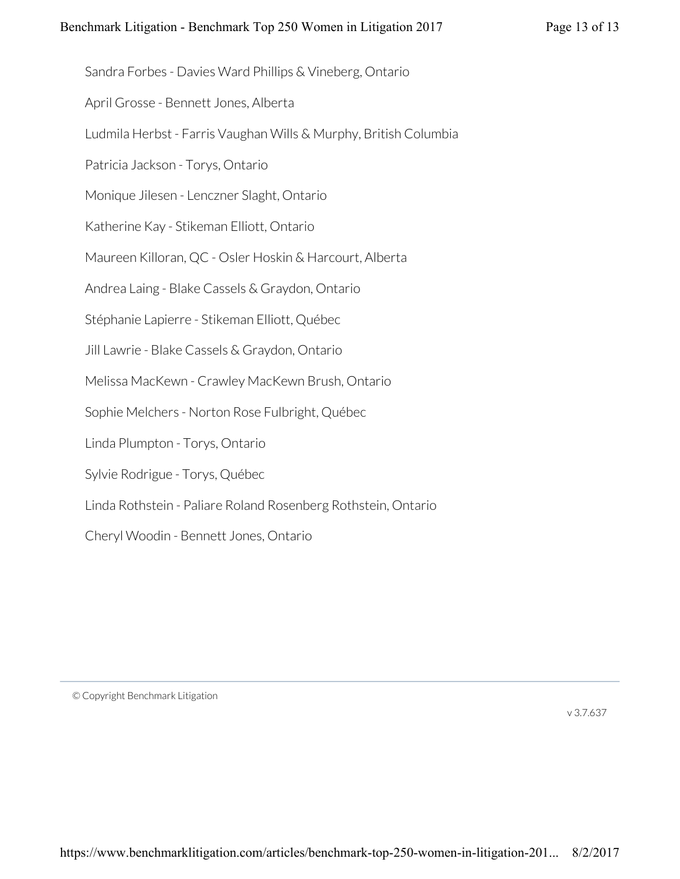Sandra Forbes - Davies Ward Phillips & Vineberg, Ontario

April Grosse - Bennett Jones, Alberta

Ludmila Herbst - Farris Vaughan Wills & Murphy, British Columbia

Patricia Jackson - Torys, Ontario

Monique Jilesen - Lenczner Slaght, Ontario

Katherine Kay - Stikeman Elliott, Ontario

Maureen Killoran, QC - Osler Hoskin & Harcourt, Alberta

Andrea Laing - Blake Cassels & Graydon, Ontario

Stéphanie Lapierre - Stikeman Elliott, Québec

Jill Lawrie - Blake Cassels & Graydon, Ontario

Melissa MacKewn - Crawley MacKewn Brush, Ontario

Sophie Melchers - Norton Rose Fulbright, Québec

Linda Plumpton - Torys, Ontario

Sylvie Rodrigue - Torys, Québec

Linda Rothstein - Paliare Roland Rosenberg Rothstein, Ontario

Cheryl Woodin - Bennett Jones, Ontario

© Copyright Benchmark Litigation

v 3.7.637